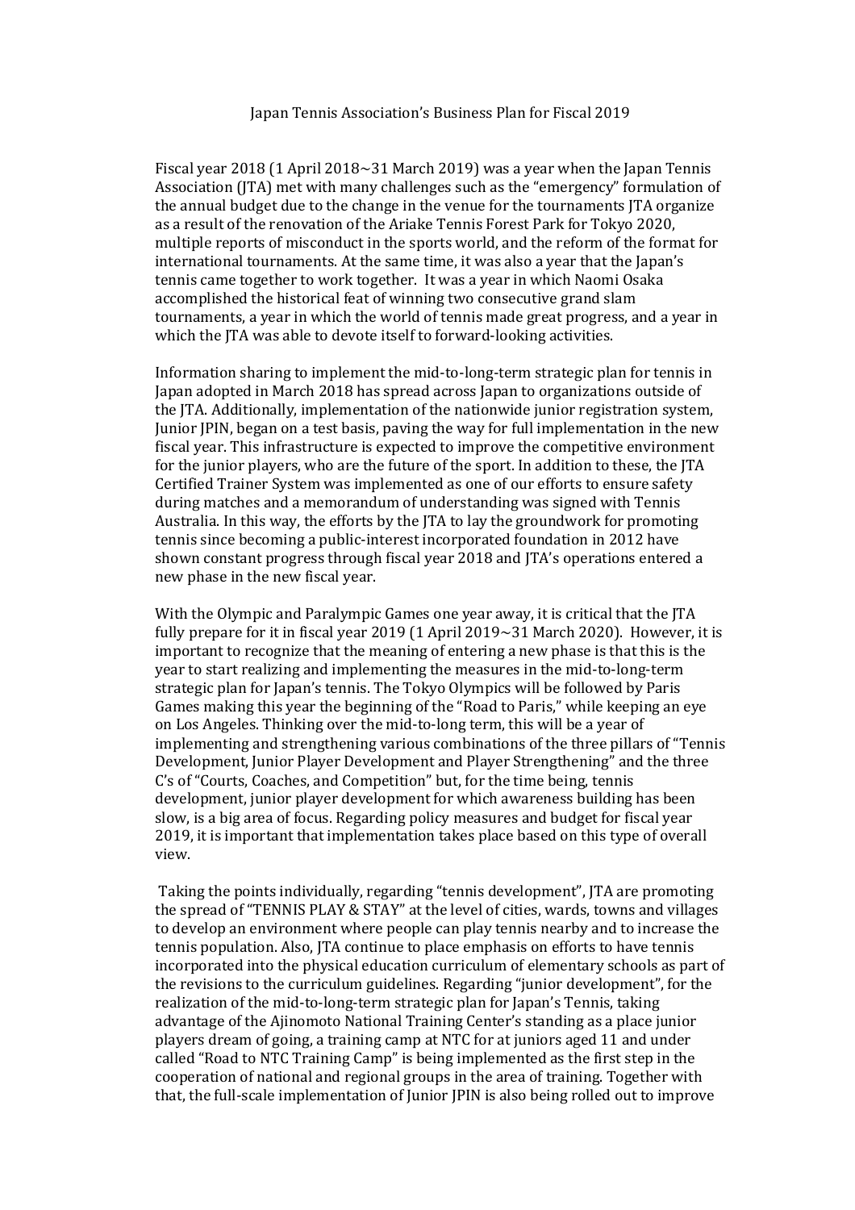# Japan Tennis Association's Business Plan for Fiscal 2019

Fiscal year 2018 (1 April 2018~31 March 2019) was a year when the Japan Tennis Association (JTA) met with many challenges such as the "emergency" formulation of the annual budget due to the change in the venue for the tournaments JTA organize as a result of the renovation of the Ariake Tennis Forest Park for Tokyo 2020, multiple reports of misconduct in the sports world, and the reform of the format for international tournaments. At the same time, it was also a year that the Japan's tennis came together to work together. It was a year in which Naomi Osaka accomplished the historical feat of winning two consecutive grand slam tournaments, a year in which the world of tennis made great progress, and a year in which the JTA was able to devote itself to forward-looking activities.

Information sharing to implement the mid-to-long-term strategic plan for tennis in Japan adopted in March 2018 has spread across Japan to organizations outside of the JTA. Additionally, implementation of the nationwide junior registration system, Junior JPIN, began on a test basis, paving the way for full implementation in the new fiscal year. This infrastructure is expected to improve the competitive environment for the junior players, who are the future of the sport. In addition to these, the JTA Certified Trainer System was implemented as one of our efforts to ensure safety during matches and a memorandum of understanding was signed with Tennis Australia. In this way, the efforts by the JTA to lay the groundwork for promoting tennis since becoming a public-interest incorporated foundation in 2012 have shown constant progress through fiscal year 2018 and JTA's operations entered a new phase in the new fiscal year.

With the Olympic and Paralympic Games one year away, it is critical that the JTA fully prepare for it in fiscal year 2019 (1 April 2019~31 March 2020). However, it is important to recognize that the meaning of entering a new phase is that this is the year to start realizing and implementing the measures in the mid-to-long-term strategic plan for Japan's tennis. The Tokyo Olympics will be followed by Paris Games making this year the beginning of the "Road to Paris," while keeping an eye on Los Angeles. Thinking over the mid-to-long term, this will be a year of implementing and strengthening various combinations of the three pillars of "Tennis Development, Junior Player Development and Player Strengthening" and the three C's of "Courts, Coaches, and Competition" but, for the time being, tennis development, junior player development for which awareness building has been slow, is a big area of focus. Regarding policy measures and budget for fiscal year 2019, it is important that implementation takes place based on this type of overall view.

Taking the points individually, regarding "tennis development", JTA are promoting the spread of "TENNIS PLAY & STAY" at the level of cities, wards, towns and villages to develop an environment where people can play tennis nearby and to increase the tennis population. Also, JTA continue to place emphasis on efforts to have tennis incorporated into the physical education curriculum of elementary schools as part of the revisions to the curriculum guidelines. Regarding "junior development", for the realization of the mid-to-long-term strategic plan for Japan's Tennis, taking advantage of the Ajinomoto National Training Center's standing as a place junior players dream of going, a training camp at NTC for at juniors aged 11 and under called "Road to NTC Training Camp" is being implemented as the first step in the cooperation of national and regional groups in the area of training. Together with that, the full-scale implementation of Junior JPIN is also being rolled out to improve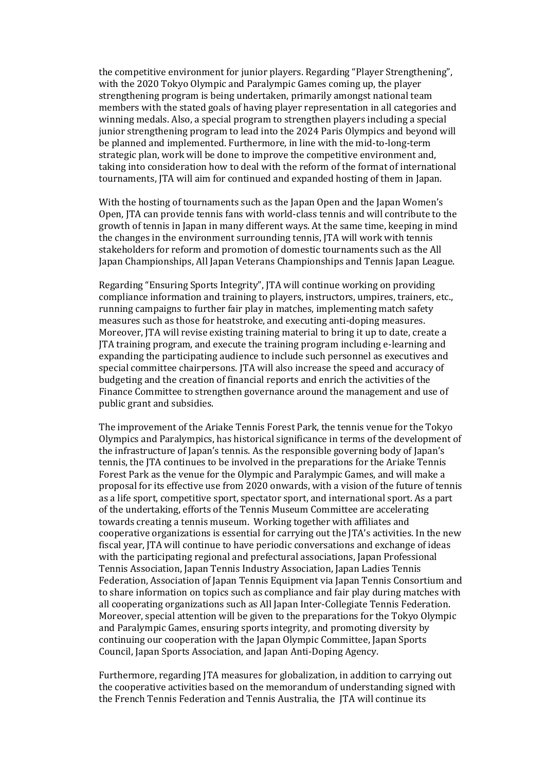the competitive environment for junior players. Regarding "Player Strengthening", with the 2020 Tokyo Olympic and Paralympic Games coming up, the player strengthening program is being undertaken, primarily amongst national team members with the stated goals of having player representation in all categories and winning medals. Also, a special program to strengthen players including a special junior strengthening program to lead into the 2024 Paris Olympics and beyond will be planned and implemented. Furthermore, in line with the mid-to-long-term strategic plan, work will be done to improve the competitive environment and, taking into consideration how to deal with the reform of the format of international tournaments, JTA will aim for continued and expanded hosting of them in Japan.

With the hosting of tournaments such as the Japan Open and the Japan Women's Open, JTA can provide tennis fans with world-class tennis and will contribute to the growth of tennis in Japan in many different ways. At the same time, keeping in mind the changes in the environment surrounding tennis, JTA will work with tennis stakeholders for reform and promotion of domestic tournaments such as the All Japan Championships, All Japan Veterans Championships and Tennis Japan League.

Regarding "Ensuring Sports Integrity", JTA will continue working on providing compliance information and training to players, instructors, umpires, trainers, etc., running campaigns to further fair play in matches, implementing match safety measures such as those for heatstroke, and executing anti-doping measures. Moreover, JTA will revise existing training material to bring it up to date, create a JTA training program, and execute the training program including e-learning and expanding the participating audience to include such personnel as executives and special committee chairpersons. JTA will also increase the speed and accuracy of budgeting and the creation of financial reports and enrich the activities of the Finance Committee to strengthen governance around the management and use of public grant and subsidies.

The improvement of the Ariake Tennis Forest Park, the tennis venue for the Tokyo Olympics and Paralympics, has historical significance in terms of the development of the infrastructure of Japan's tennis. As the responsible governing body of Japan's tennis, the JTA continues to be involved in the preparations for the Ariake Tennis Forest Park as the venue for the Olympic and Paralympic Games, and will make a proposal for its effective use from 2020 onwards, with a vision of the future of tennis as a life sport, competitive sport, spectator sport, and international sport. As a part of the undertaking, efforts of the Tennis Museum Committee are accelerating towards creating a tennis museum. Working together with affiliates and cooperative organizations is essential for carrying out the JTA's activities. In the new fiscal year, JTA will continue to have periodic conversations and exchange of ideas with the participating regional and prefectural associations, Japan Professional Tennis Association, Japan Tennis Industry Association, Japan Ladies Tennis Federation, Association of Japan Tennis Equipment via Japan Tennis Consortium and to share information on topics such as compliance and fair play during matches with all cooperating organizations such as All Japan Inter-Collegiate Tennis Federation. Moreover, special attention will be given to the preparations for the Tokyo Olympic and Paralympic Games, ensuring sports integrity, and promoting diversity by continuing our cooperation with the Japan Olympic Committee, Japan Sports Council, Japan Sports Association, and Japan Anti-Doping Agency.

Furthermore, regarding JTA measures for globalization, in addition to carrying out the cooperative activities based on the memorandum of understanding signed with the French Tennis Federation and Tennis Australia, the JTA will continue its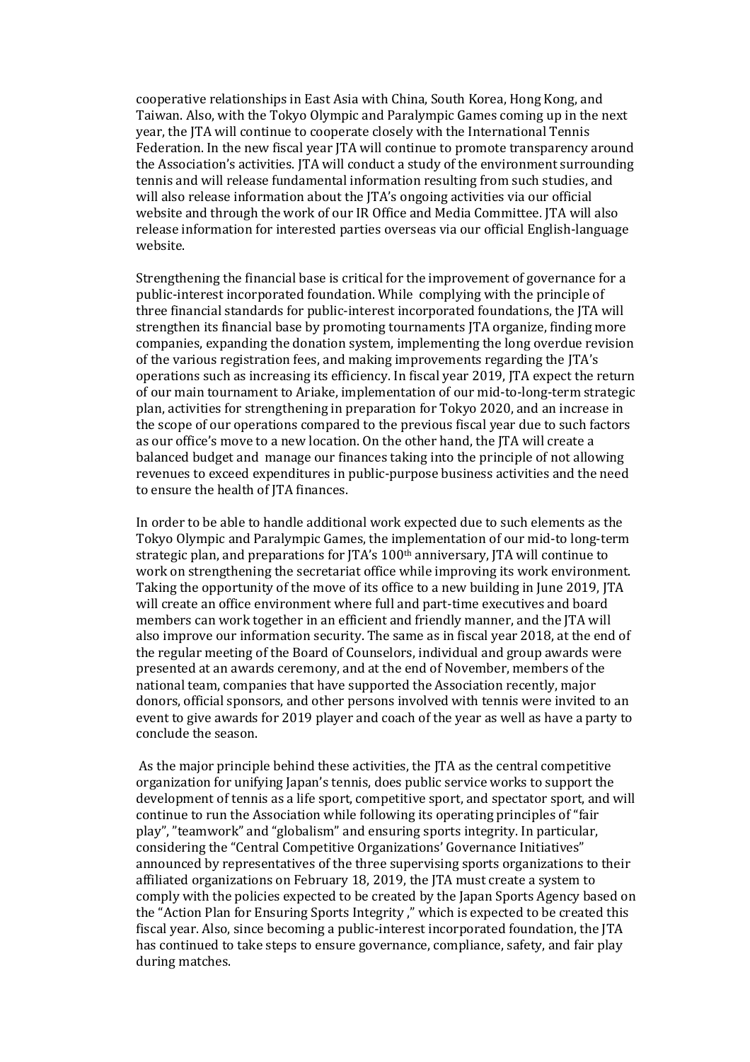cooperative relationships in East Asia with China, South Korea, Hong Kong, and Taiwan. Also, with the Tokyo Olympic and Paralympic Games coming up in the next year, the JTA will continue to cooperate closely with the International Tennis Federation. In the new fiscal year JTA will continue to promote transparency around the Association's activities. JTA will conduct a study of the environment surrounding tennis and will release fundamental information resulting from such studies, and will also release information about the JTA's ongoing activities via our official website and through the work of our IR Office and Media Committee. JTA will also release information for interested parties overseas via our official English-language website.

Strengthening the financial base is critical for the improvement of governance for a public-interest incorporated foundation. While complying with the principle of three financial standards for public-interest incorporated foundations, the JTA will strengthen its financial base by promoting tournaments JTA organize, finding more companies, expanding the donation system, implementing the long overdue revision of the various registration fees, and making improvements regarding the JTA's operations such as increasing its efficiency. In fiscal year 2019, JTA expect the return of our main tournament to Ariake, implementation of our mid-to-long-term strategic plan, activities for strengthening in preparation for Tokyo 2020, and an increase in the scope of our operations compared to the previous fiscal year due to such factors as our office's move to a new location. On the other hand, the JTA will create a balanced budget and manage our finances taking into the principle of not allowing revenues to exceed expenditures in public-purpose business activities and the need to ensure the health of JTA finances.

In order to be able to handle additional work expected due to such elements as the Tokyo Olympic and Paralympic Games, the implementation of our mid-to long-term strategic plan, and preparations for JTA's 100th anniversary, JTA will continue to work on strengthening the secretariat office while improving its work environment. Taking the opportunity of the move of its office to a new building in June 2019, JTA will create an office environment where full and part-time executives and board members can work together in an efficient and friendly manner, and the JTA will also improve our information security. The same as in fiscal year 2018, at the end of the regular meeting of the Board of Counselors, individual and group awards were presented at an awards ceremony, and at the end of November, members of the national team, companies that have supported the Association recently, major donors, official sponsors, and other persons involved with tennis were invited to an event to give awards for 2019 player and coach of the year as well as have a party to conclude the season.

As the major principle behind these activities, the JTA as the central competitive organization for unifying Japan's tennis, does public service works to support the development of tennis as a life sport, competitive sport, and spectator sport, and will continue to run the Association while following its operating principles of "fair play", "teamwork" and "globalism" and ensuring sports integrity. In particular, considering the "Central Competitive Organizations' Governance Initiatives" announced by representatives of the three supervising sports organizations to their affiliated organizations on February 18, 2019, the JTA must create a system to comply with the policies expected to be created by the Japan Sports Agency based on the "Action Plan for Ensuring Sports Integrity ," which is expected to be created this fiscal year. Also, since becoming a public-interest incorporated foundation, the JTA has continued to take steps to ensure governance, compliance, safety, and fair play during matches.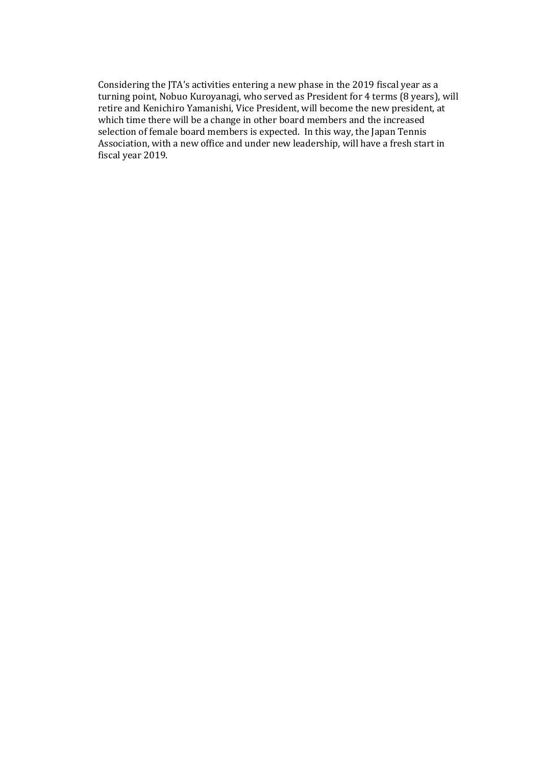Considering the JTA's activities entering a new phase in the 2019 fiscal year as a turning point, Nobuo Kuroyanagi, who served as President for 4 terms (8 years), will retire and Kenichiro Yamanishi, Vice President, will become the new president, at which time there will be a change in other board members and the increased selection of female board members is expected. In this way, the Japan Tennis Association, with a new office and under new leadership, will have a fresh start in fiscal year 2019.